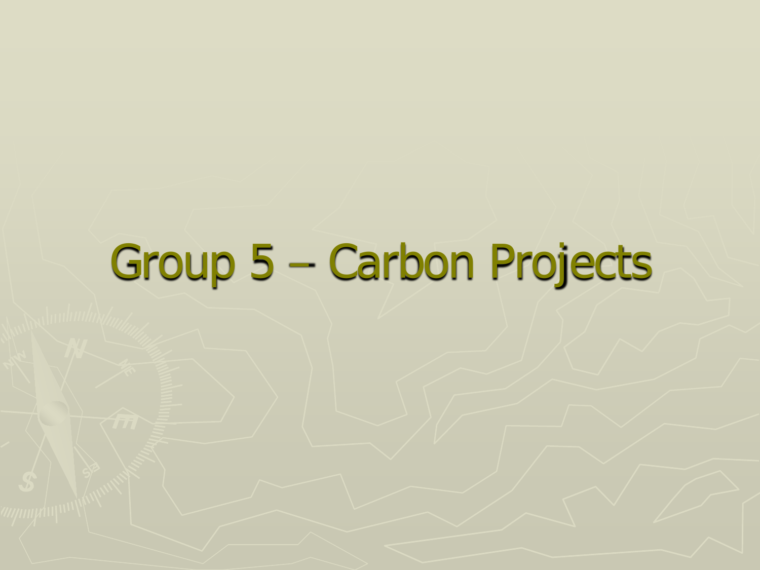# Group 5 – Carbon Projects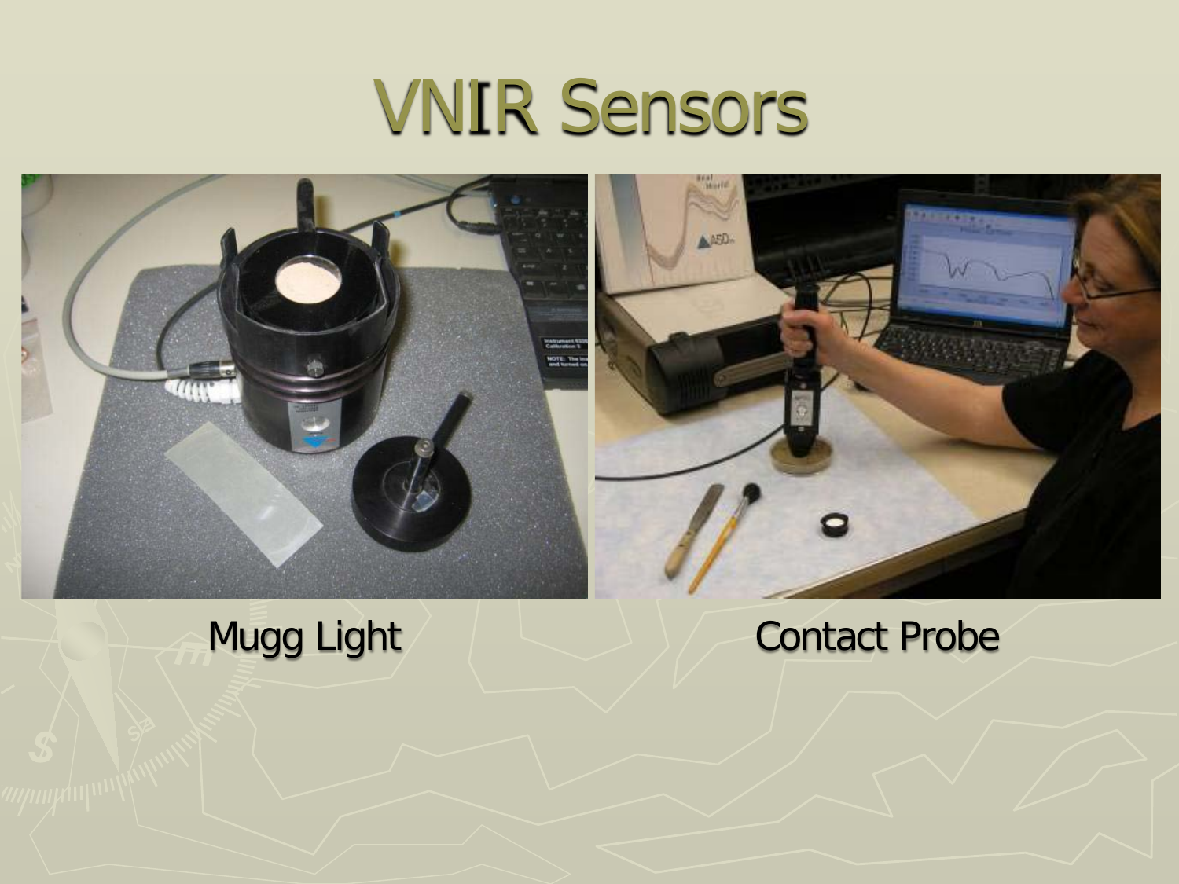# VNIR Sensors

Mugg Light

Contact Probe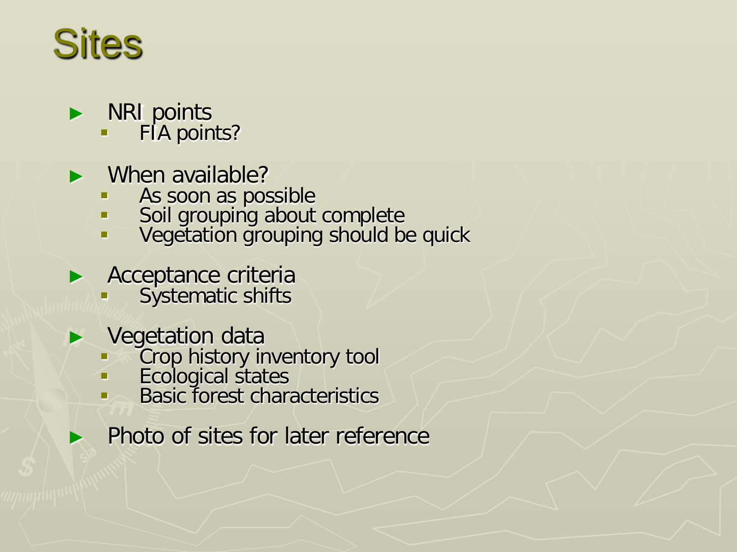# Sites

- NRI points
  - FIA points?
- When available?
  - As soon as possible
  - Soil grouping about complete
  - Vegetation grouping should be quick
- Acceptance criteria
  - Systematic shifts
- Vegetation data
  - Crop history inventory tool
  - Ecological states
  - Basic forest characteristics
- Photo of sites for later reference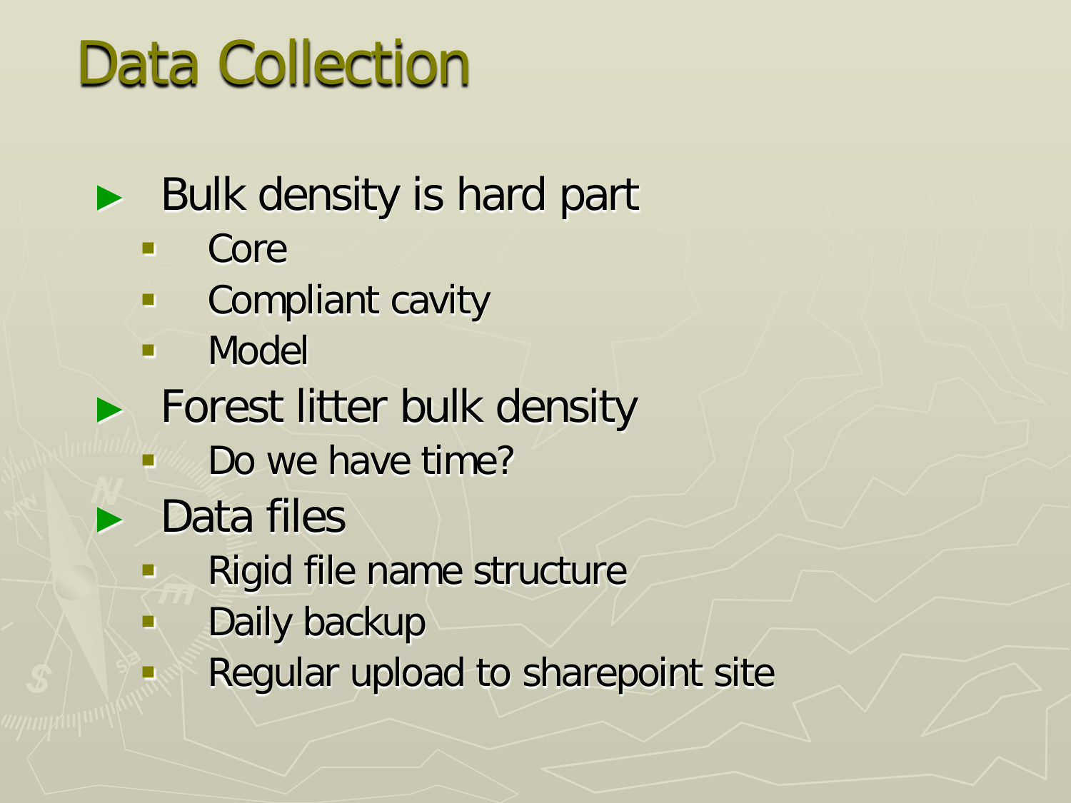# Data Collection

- Bulk density is hard part
  - Core
  - Compliant cavity
  - Model
- Forest litter bulk density
  - Do we have time?
- Data files
  - Rigid file name structure
  - Daily backup
  - Regular upload to sharepoint site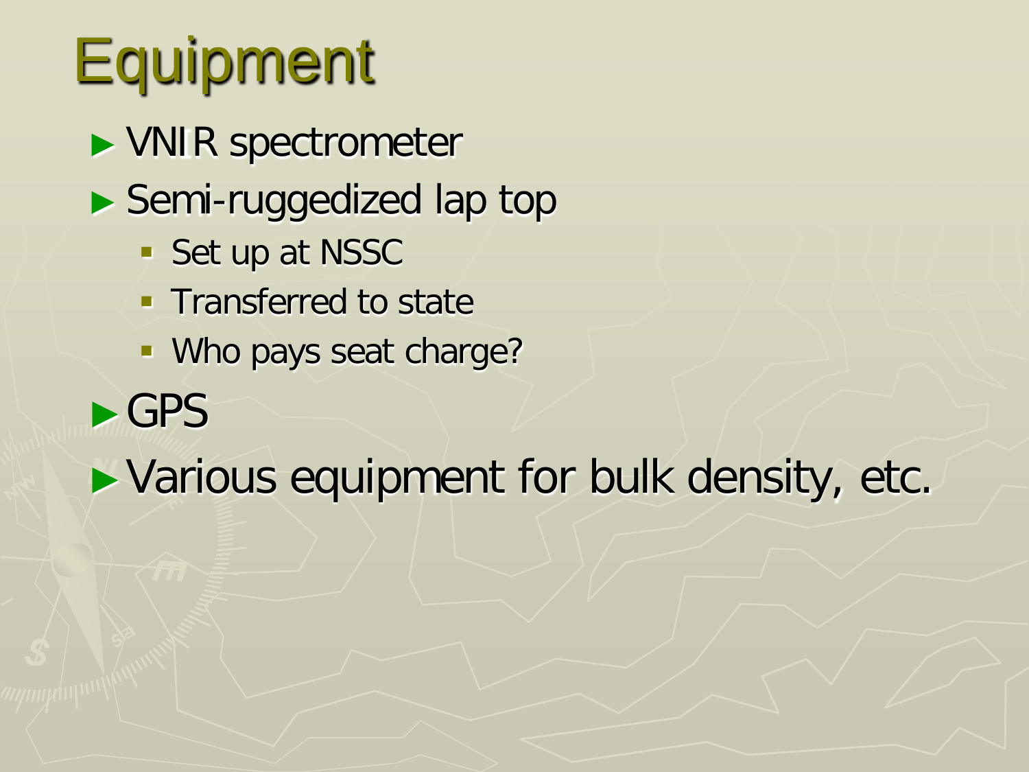# Equipment

- VNIR spectrometer
- Semi-ruggedized lap top
  - Set up at NSSC
  - Transferred to state
  - Who pays seat charge?
- GPS
- Various equipment for bulk density, etc.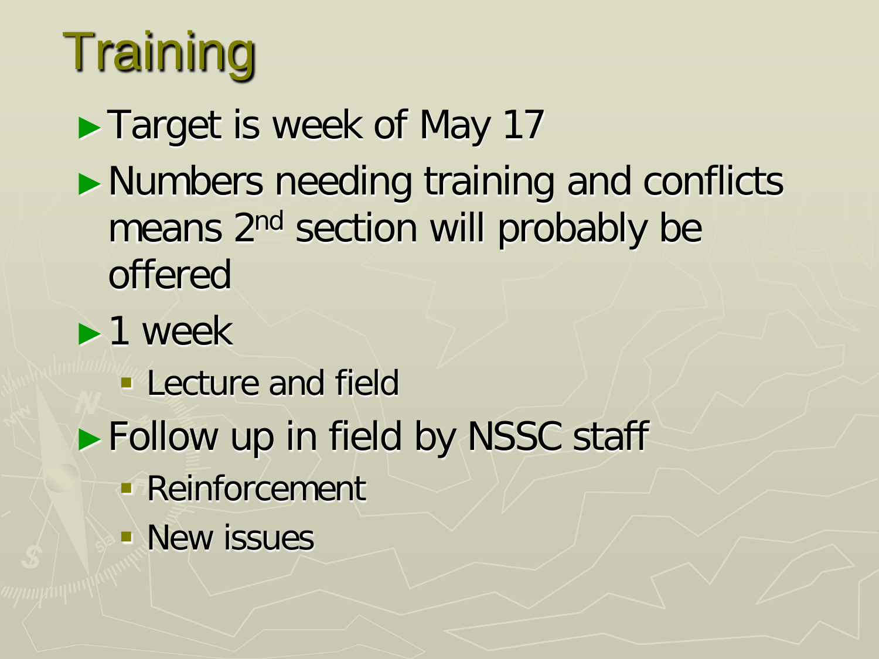# Training

- Target is week of May 17
- Numbers needing training and conflicts means 2nd section will probably be offered
- 1 week
  - Lecture and field
- Follow up in field by NSSC staff
  - Reinforcement
  - New issues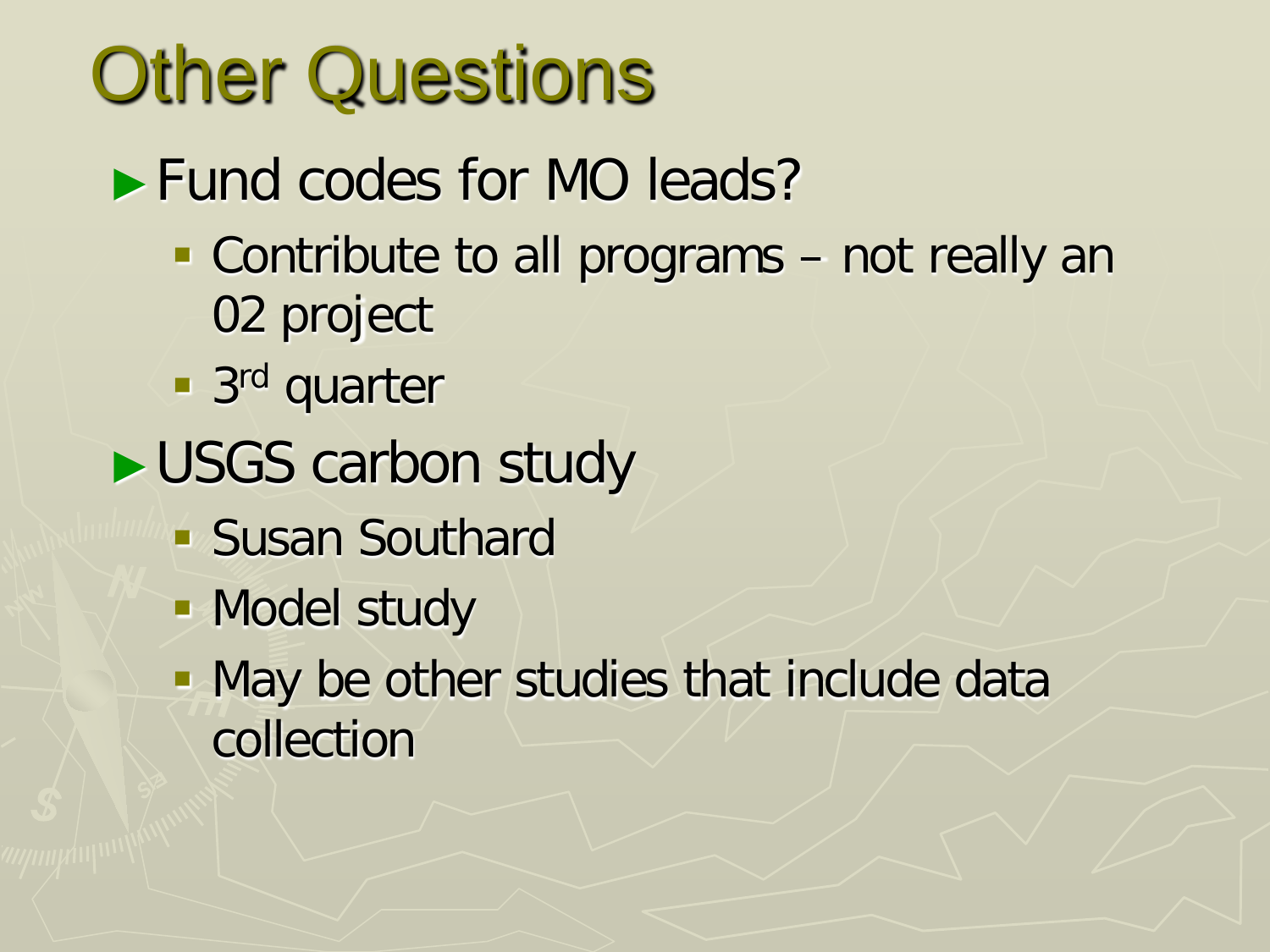# Other Questions

- Fund codes for MO leads?
  - Contribute to all programs – not really an 02 project
  - 3rd quarter
- USGS carbon study
  - Susan Southard
  - Model study
  - May be other studies that include data collection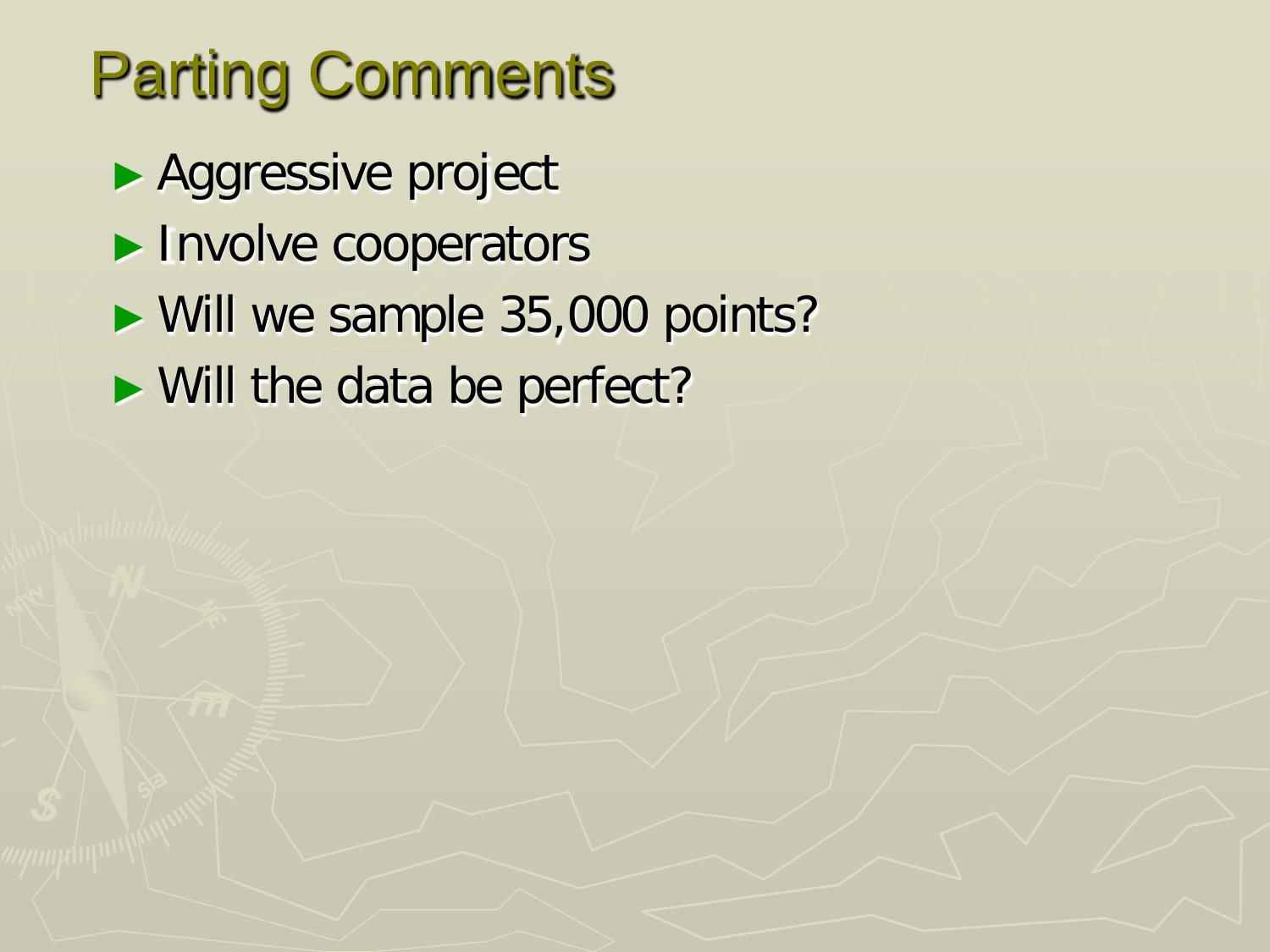# Parting Comments

- Aggressive project
- Involve cooperators
- Will we sample 35,000 points?
- Will the data be perfect?